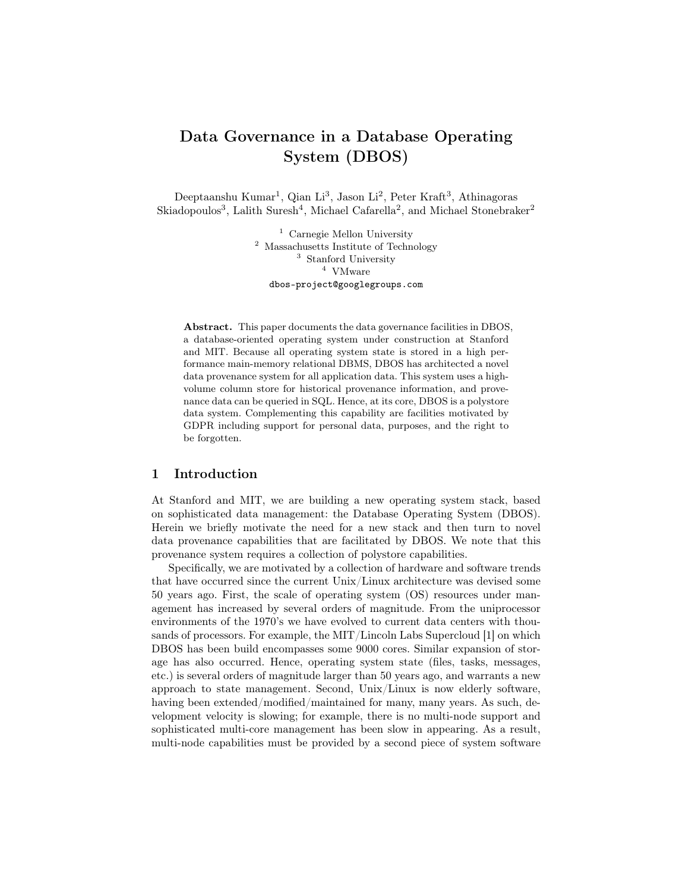# Data Governance in a Database Operating System (DBOS)

Deeptaanshu Kumar[1], Qian Li[3], Jason Li[2], Peter Kraft[3], Athinagoras Skiadopoulos[3], Lalith Suresh[4], Michael Cafarella[2], and Michael Stonebraker[2]

[1] Carnegie Mellon University
[2] Massachusetts Institute of Technology
[3] Stanford University
[4] VMware

dbos-project@googlegroups.com

**Abstract.** This paper documents the data governance facilities in DBOS, a database-oriented operating system under construction at Stanford and MIT. Because all operating system state is stored in a high performance main-memory relational DBMS, DBOS has architected a novel data provenance system for all application data. This system uses a high-volume column store for historical provenance information, and provenance data can be queried in SQL. Hence, at its core, DBOS is a polystore data system. Complementing this capability are facilities motivated by GDPR including support for personal data, purposes, and the right to be forgotten.

## 1 Introduction

At Stanford and MIT, we are building a new operating system stack, based on sophisticated data management: the Database Operating System (DBOS). Herein we briefly motivate the need for a new stack and then turn to novel data provenance capabilities that are facilitated by DBOS. We note that this provenance system requires a collection of polystore capabilities.

Specifically, we are motivated by a collection of hardware and software trends that have occurred since the current Unix/Linux architecture was devised some 50 years ago. First, the scale of operating system (OS) resources under management has increased by several orders of magnitude. From the uniprocessor environments of the 1970's we have evolved to current data centers with thousands of processors. For example, the MIT/Lincoln Labs Supercloud [1] on which DBOS has been build encompasses some 9000 cores. Similar expansion of storage has also occurred. Hence, operating system state (files, tasks, messages, etc.) is several orders of magnitude larger than 50 years ago, and warrants a new approach to state management. Second, Unix/Linux is now elderly software, having been extended/modified/maintained for many, many years. As such, development velocity is slowing; for example, there is no multi-node support and sophisticated multi-core management has been slow in appearing. As a result, multi-node capabilities must be provided by a second piece of system software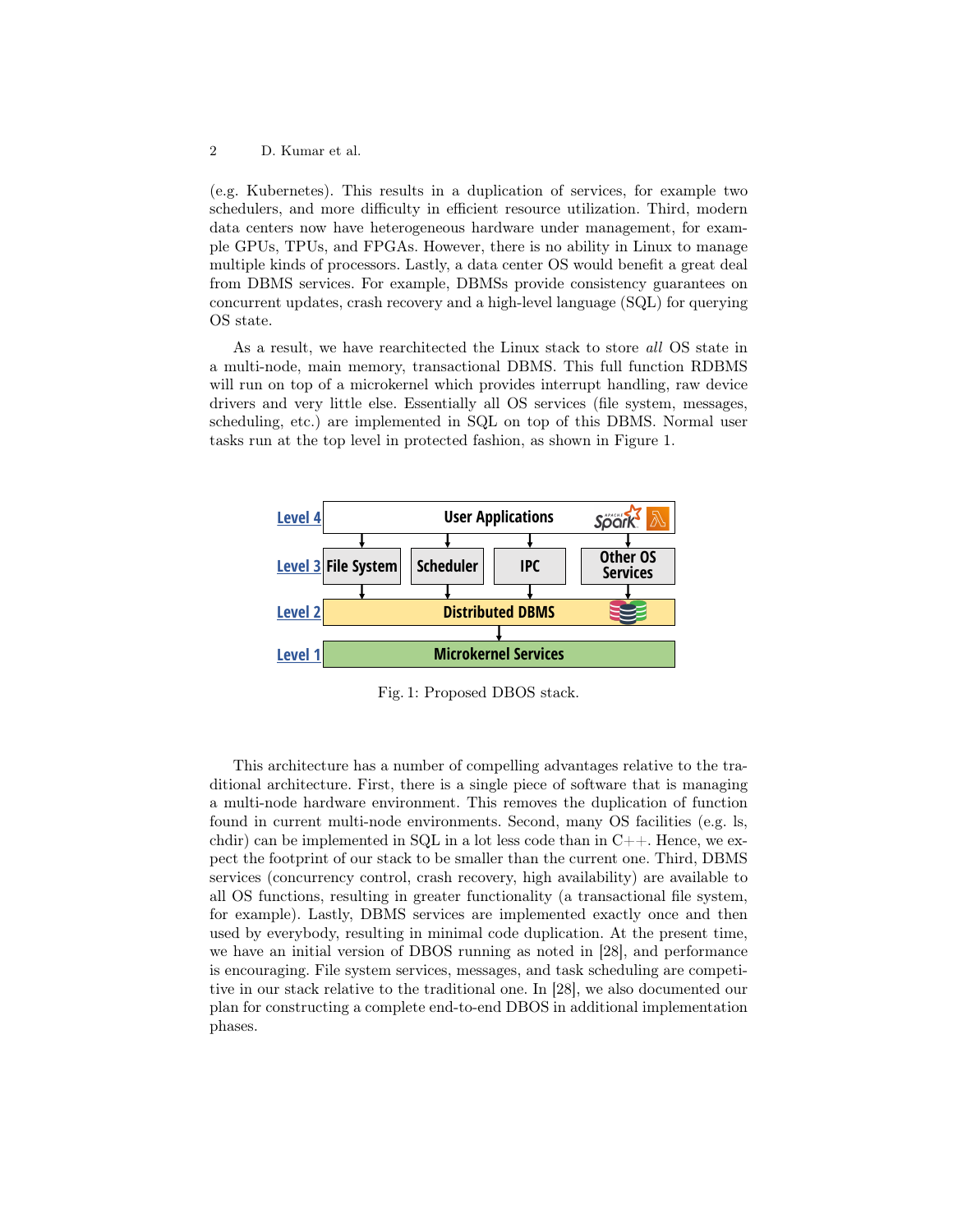(e.g. Kubernetes). This results in a duplication of services, for example two schedulers, and more difficulty in efficient resource utilization. Third, modern data centers now have heterogeneous hardware under management, for example GPUs, TPUs, and FPGAs. However, there is no ability in Linux to manage multiple kinds of processors. Lastly, a data center OS would benefit a great deal from DBMS services. For example, DBMSs provide consistency guarantees on concurrent updates, crash recovery and a high-level language (SQL) for querying OS state.

As a result, we have rearchitected the Linux stack to store *all* OS state in a multi-node, main memory, transactional DBMS. This full function RDBMS will run on top of a microkernel which provides interrupt handling, raw device drivers and very little else. Essentially all OS services (file system, messages, scheduling, etc.) are implemented in SQL on top of this DBMS. Normal user tasks run at the top level in protected fashion, as shown in Figure 1.

Level 4 User Applications
Level 3 File System Scheduler IPC Other OS Services
Level 2 Distributed DBMS
Level 1 Microkernel Services

Fig. 1: Proposed DBOS stack.

This architecture has a number of compelling advantages relative to the traditional architecture. First, there is a single piece of software that is managing a multi-node hardware environment. This removes the duplication of function found in current multi-node environments. Second, many OS facilities (e.g. ls, chdir) can be implemented in SQL in a lot less code than in C++. Hence, we expect the footprint of our stack to be smaller than the current one. Third, DBMS services (concurrency control, crash recovery, high availability) are available to all OS functions, resulting in greater functionality (a transactional file system, for example). Lastly, DBMS services are implemented exactly once and then used by everybody, resulting in minimal code duplication. At the present time, we have an initial version of DBOS running as noted in [28], and performance is encouraging. File system services, messages, and task scheduling are competitive in our stack relative to the traditional one. In [28], we also documented our plan for constructing a complete end-to-end DBOS in additional implementation phases.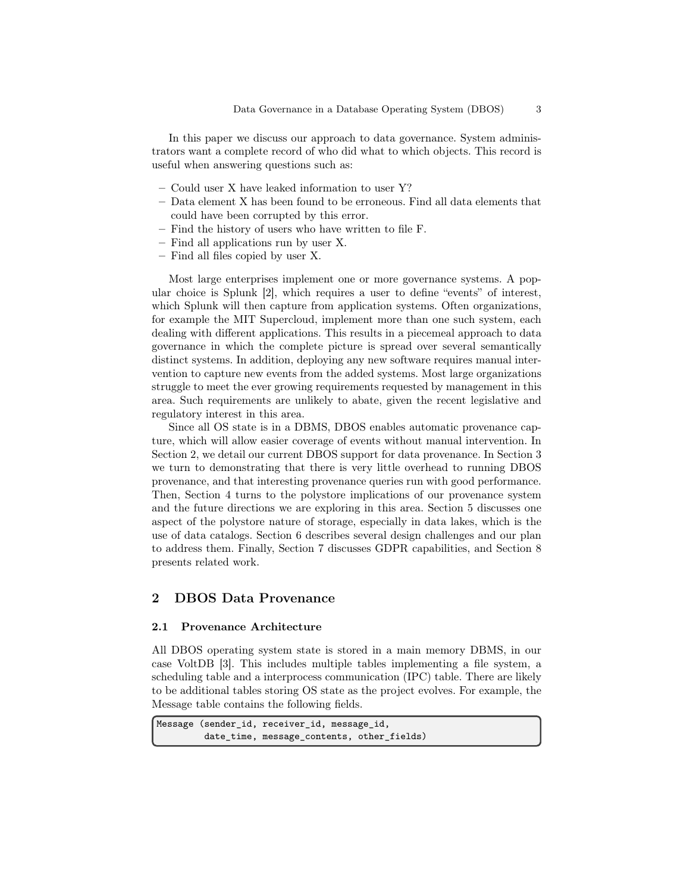In this paper we discuss our approach to data governance. System administrators want a complete record of who did what to which objects. This record is useful when answering questions such as:

- Could user X have leaked information to user Y?
- Data element X has been found to be erroneous. Find all data elements that could have been corrupted by this error.
- Find the history of users who have written to file F.
- Find all applications run by user X.
- Find all files copied by user X.

Most large enterprises implement one or more governance systems. A popular choice is Splunk [2], which requires a user to define "events" of interest, which Splunk will then capture from application systems. Often organizations, for example the MIT Supercloud, implement more than one such system, each dealing with different applications. This results in a piecemeal approach to data governance in which the complete picture is spread over several semantically distinct systems. In addition, deploying any new software requires manual intervention to capture new events from the added systems. Most large organizations struggle to meet the ever growing requirements requested by management in this area. Such requirements are unlikely to abate, given the recent legislative and regulatory interest in this area.

Since all OS state is in a DBMS, DBOS enables automatic provenance capture, which will allow easier coverage of events without manual intervention. In Section 2, we detail our current DBOS support for data provenance. In Section 3 we turn to demonstrating that there is very little overhead to running DBOS provenance, and that interesting provenance queries run with good performance. Then, Section 4 turns to the polystore implications of our provenance system and the future directions we are exploring in this area. Section 5 discusses one aspect of the polystore nature of storage, especially in data lakes, which is the use of data catalogs. Section 6 describes several design challenges and our plan to address them. Finally, Section 7 discusses GDPR capabilities, and Section 8 presents related work.

## 2 DBOS Data Provenance

### 2.1 Provenance Architecture

All DBOS operating system state is stored in a main memory DBMS, in our case VoltDB [3]. This includes multiple tables implementing a file system, a scheduling table and a interprocess communication (IPC) table. There are likely to be additional tables storing OS state as the project evolves. For example, the Message table contains the following fields.

```
Message (sender_id, receiver_id, message_id,
         date_time, message_contents, other_fields)
```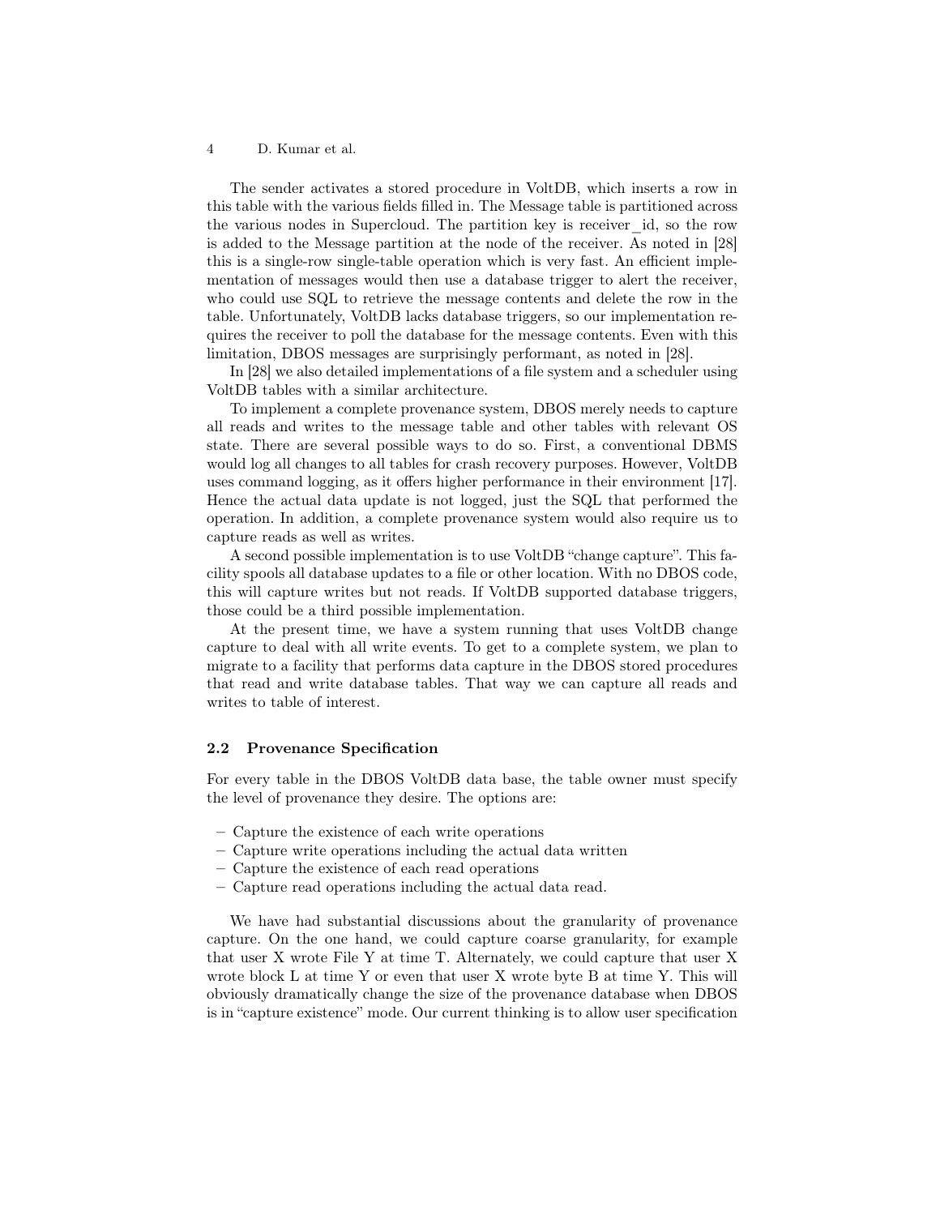The sender activates a stored procedure in VoltDB, which inserts a row in this table with the various fields filled in. The Message table is partitioned across the various nodes in Supercloud. The partition key is receiver_id, so the row is added to the Message partition at the node of the receiver. As noted in [28] this is a single-row single-table operation which is very fast. An efficient implementation of messages would then use a database trigger to alert the receiver, who could use SQL to retrieve the message contents and delete the row in the table. Unfortunately, VoltDB lacks database triggers, so our implementation requires the receiver to poll the database for the message contents. Even with this limitation, DBOS messages are surprisingly performant, as noted in [28].

In [28] we also detailed implementations of a file system and a scheduler using VoltDB tables with a similar architecture.

To implement a complete provenance system, DBOS merely needs to capture all reads and writes to the message table and other tables with relevant OS state. There are several possible ways to do so. First, a conventional DBMS would log all changes to all tables for crash recovery purposes. However, VoltDB uses command logging, as it offers higher performance in their environment [17]. Hence the actual data update is not logged, just the SQL that performed the operation. In addition, a complete provenance system would also require us to capture reads as well as writes.

A second possible implementation is to use VoltDB "change capture". This facility spools all database updates to a file or other location. With no DBOS code, this will capture writes but not reads. If VoltDB supported database triggers, those could be a third possible implementation.

At the present time, we have a system running that uses VoltDB change capture to deal with all write events. To get to a complete system, we plan to migrate to a facility that performs data capture in the DBOS stored procedures that read and write database tables. That way we can capture all reads and writes to table of interest.

### 2.2 Provenance Specification

For every table in the DBOS VoltDB data base, the table owner must specify the level of provenance they desire. The options are:

- Capture the existence of each write operations
- Capture write operations including the actual data written
- Capture the existence of each read operations
- Capture read operations including the actual data read.

We have had substantial discussions about the granularity of provenance capture. On the one hand, we could capture coarse granularity, for example that user X wrote File Y at time T. Alternately, we could capture that user X wrote block L at time Y or even that user X wrote byte B at time Y. This will obviously dramatically change the size of the provenance database when DBOS is in "capture existence" mode. Our current thinking is to allow user specification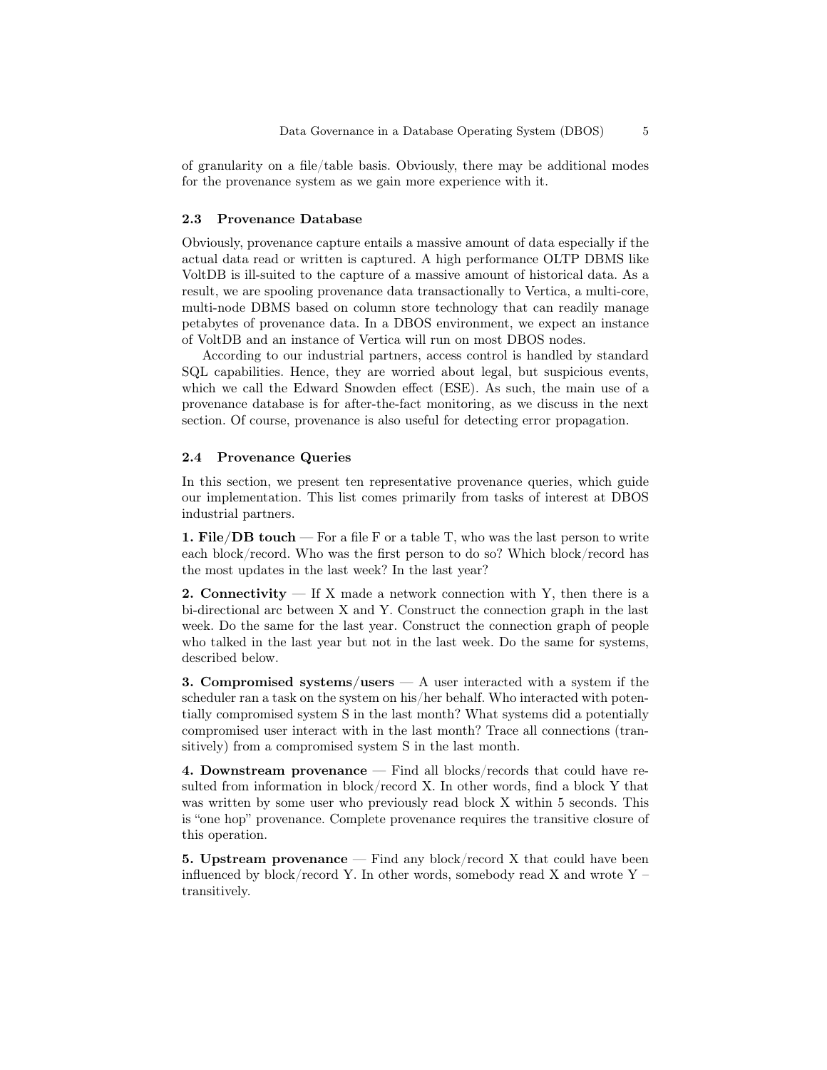of granularity on a file/table basis. Obviously, there may be additional modes for the provenance system as we gain more experience with it.

### 2.3 Provenance Database

Obviously, provenance capture entails a massive amount of data especially if the actual data read or written is captured. A high performance OLTP DBMS like VoltDB is ill-suited to the capture of a massive amount of historical data. As a result, we are spooling provenance data transactionally to Vertica, a multi-core, multi-node DBMS based on column store technology that can readily manage petabytes of provenance data. In a DBOS environment, we expect an instance of VoltDB and an instance of Vertica will run on most DBOS nodes.

According to our industrial partners, access control is handled by standard SQL capabilities. Hence, they are worried about legal, but suspicious events, which we call the Edward Snowden effect (ESE). As such, the main use of a provenance database is for after-the-fact monitoring, as we discuss in the next section. Of course, provenance is also useful for detecting error propagation.

### 2.4 Provenance Queries

In this section, we present ten representative provenance queries, which guide our implementation. This list comes primarily from tasks of interest at DBOS industrial partners.

**1. File/DB touch** — For a file F or a table T, who was the last person to write each block/record. Who was the first person to do so? Which block/record has the most updates in the last week? In the last year?

**2. Connectivity** — If X made a network connection with Y, then there is a bi-directional arc between X and Y. Construct the connection graph in the last week. Do the same for the last year. Construct the connection graph of people who talked in the last year but not in the last week. Do the same for systems, described below.

**3. Compromised systems/users** — A user interacted with a system if the scheduler ran a task on the system on his/her behalf. Who interacted with potentially compromised system S in the last month? What systems did a potentially compromised user interact with in the last month? Trace all connections (transitively) from a compromised system S in the last month.

**4. Downstream provenance** — Find all blocks/records that could have resulted from information in block/record X. In other words, find a block Y that was written by some user who previously read block X within 5 seconds. This is "one hop" provenance. Complete provenance requires the transitive closure of this operation.

**5. Upstream provenance** — Find any block/record X that could have been influenced by block/record Y. In other words, somebody read X and wrote Y – transitively.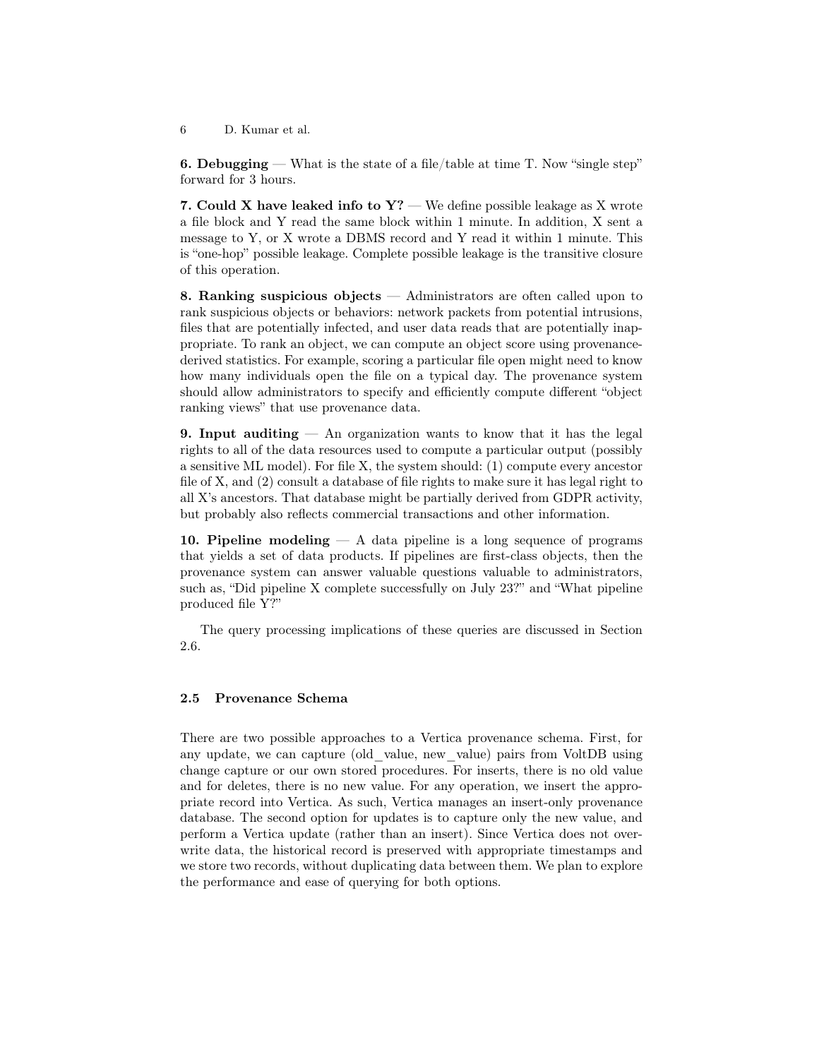**6. Debugging** — What is the state of a file/table at time T. Now "single step" forward for 3 hours.

**7. Could X have leaked info to Y?** — We define possible leakage as X wrote a file block and Y read the same block within 1 minute. In addition, X sent a message to Y, or X wrote a DBMS record and Y read it within 1 minute. This is "one-hop" possible leakage. Complete possible leakage is the transitive closure of this operation.

**8. Ranking suspicious objects** — Administrators are often called upon to rank suspicious objects or behaviors: network packets from potential intrusions, files that are potentially infected, and user data reads that are potentially inappropriate. To rank an object, we can compute an object score using provenance-derived statistics. For example, scoring a particular file open might need to know how many individuals open the file on a typical day. The provenance system should allow administrators to specify and efficiently compute different "object ranking views" that use provenance data.

**9. Input auditing** — An organization wants to know that it has the legal rights to all of the data resources used to compute a particular output (possibly a sensitive ML model). For file X, the system should: (1) compute every ancestor file of X, and (2) consult a database of file rights to make sure it has legal right to all X's ancestors. That database might be partially derived from GDPR activity, but probably also reflects commercial transactions and other information.

**10. Pipeline modeling** — A data pipeline is a long sequence of programs that yields a set of data products. If pipelines are first-class objects, then the provenance system can answer valuable questions valuable to administrators, such as, "Did pipeline X complete successfully on July 23?" and "What pipeline produced file Y?"

The query processing implications of these queries are discussed in Section 2.6.

### 2.5 Provenance Schema

There are two possible approaches to a Vertica provenance schema. First, for any update, we can capture (old_value, new_value) pairs from VoltDB using change capture or our own stored procedures. For inserts, there is no old value and for deletes, there is no new value. For any operation, we insert the appropriate record into Vertica. As such, Vertica manages an insert-only provenance database. The second option for updates is to capture only the new value, and perform a Vertica update (rather than an insert). Since Vertica does not overwrite data, the historical record is preserved with appropriate timestamps and we store two records, without duplicating data between them. We plan to explore the performance and ease of querying for both options.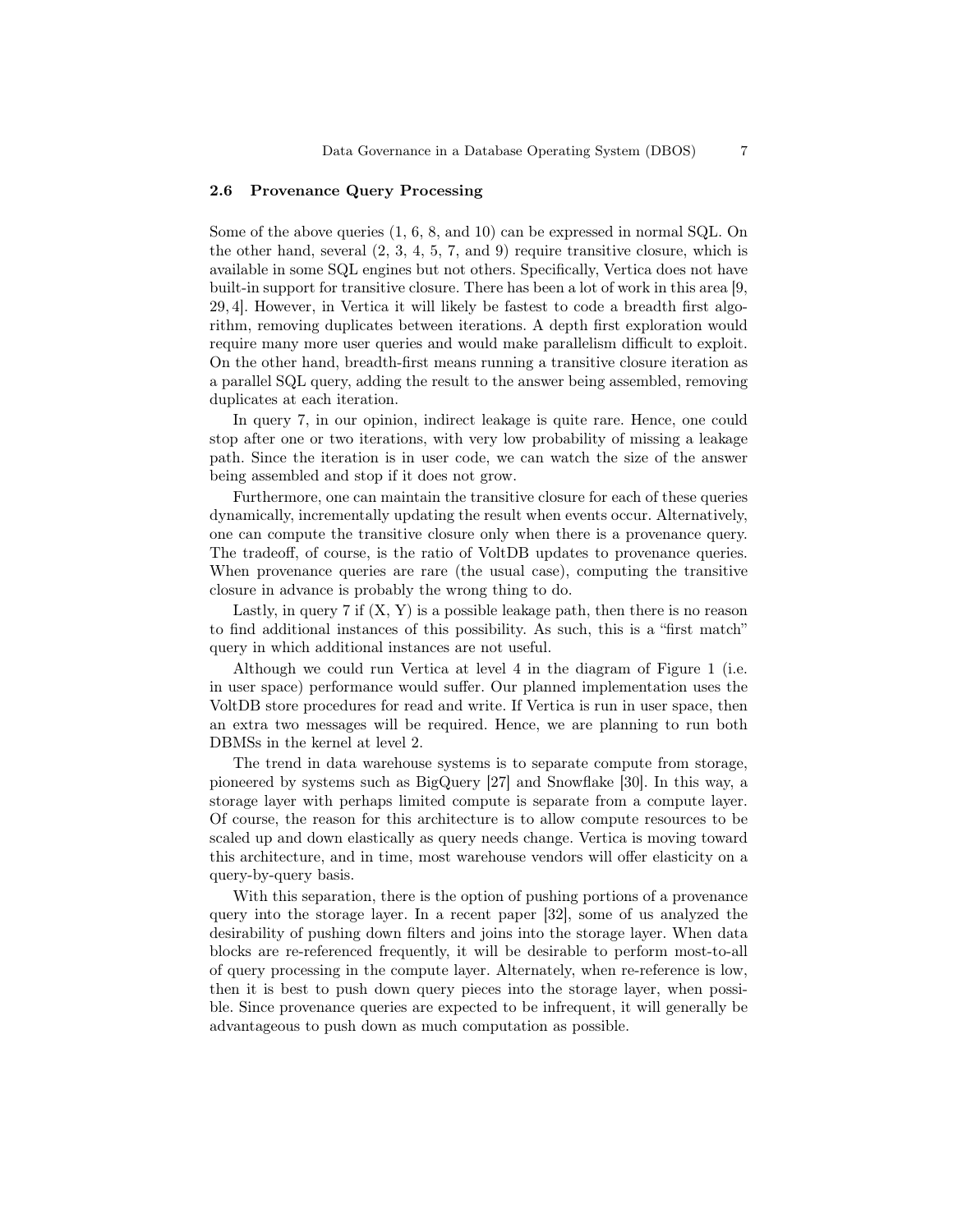### 2.6 Provenance Query Processing

Some of the above queries (1, 6, 8, and 10) can be expressed in normal SQL. On the other hand, several (2, 3, 4, 5, 7, and 9) require transitive closure, which is available in some SQL engines but not others. Specifically, Vertica does not have built-in support for transitive closure. There has been a lot of work in this area [9, 29, 4]. However, in Vertica it will likely be fastest to code a breadth first algorithm, removing duplicates between iterations. A depth first exploration would require many more user queries and would make parallelism difficult to exploit. On the other hand, breadth-first means running a transitive closure iteration as a parallel SQL query, adding the result to the answer being assembled, removing duplicates at each iteration.

In query 7, in our opinion, indirect leakage is quite rare. Hence, one could stop after one or two iterations, with very low probability of missing a leakage path. Since the iteration is in user code, we can watch the size of the answer being assembled and stop if it does not grow.

Furthermore, one can maintain the transitive closure for each of these queries dynamically, incrementally updating the result when events occur. Alternatively, one can compute the transitive closure only when there is a provenance query. The tradeoff, of course, is the ratio of VoltDB updates to provenance queries. When provenance queries are rare (the usual case), computing the transitive closure in advance is probably the wrong thing to do.

Lastly, in query 7 if (X, Y) is a possible leakage path, then there is no reason to find additional instances of this possibility. As such, this is a "first match" query in which additional instances are not useful.

Although we could run Vertica at level 4 in the diagram of Figure 1 (i.e. in user space) performance would suffer. Our planned implementation uses the VoltDB store procedures for read and write. If Vertica is run in user space, then an extra two messages will be required. Hence, we are planning to run both DBMSs in the kernel at level 2.

The trend in data warehouse systems is to separate compute from storage, pioneered by systems such as BigQuery [27] and Snowflake [30]. In this way, a storage layer with perhaps limited compute is separate from a compute layer. Of course, the reason for this architecture is to allow compute resources to be scaled up and down elastically as query needs change. Vertica is moving toward this architecture, and in time, most warehouse vendors will offer elasticity on a query-by-query basis.

With this separation, there is the option of pushing portions of a provenance query into the storage layer. In a recent paper [32], some of us analyzed the desirability of pushing down filters and joins into the storage layer. When data blocks are re-referenced frequently, it will be desirable to perform most-to-all of query processing in the compute layer. Alternately, when re-reference is low, then it is best to push down query pieces into the storage layer, when possible. Since provenance queries are expected to be infrequent, it will generally be advantageous to push down as much computation as possible.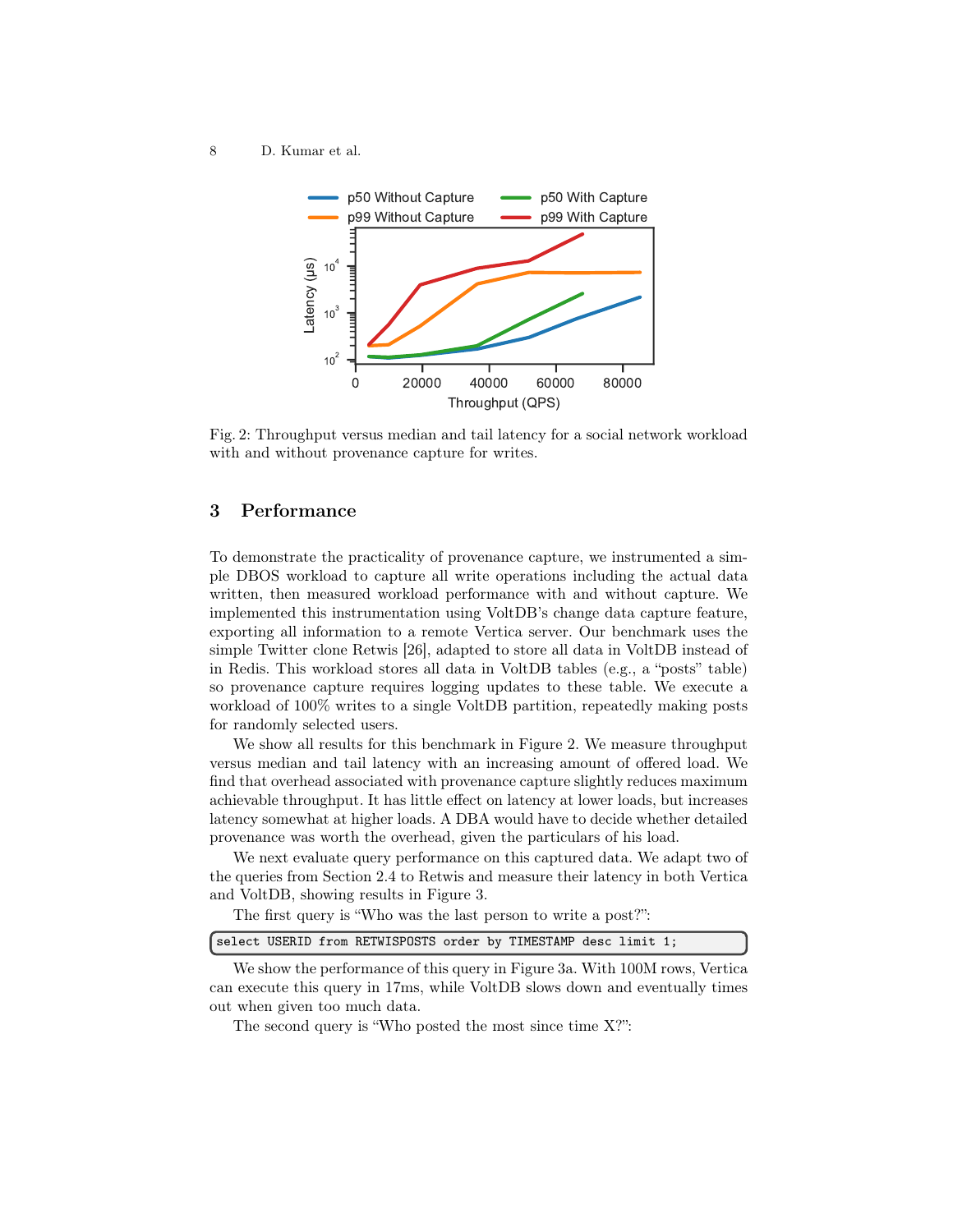Fig. 2: Throughput versus median and tail latency for a social network workload with and without provenance capture for writes.

## 3 Performance

To demonstrate the practicality of provenance capture, we instrumented a simple DBOS workload to capture all write operations including the actual data written, then measured workload performance with and without capture. We implemented this instrumentation using VoltDB's change data capture feature, exporting all information to a remote Vertica server. Our benchmark uses the simple Twitter clone Retwis [26], adapted to store all data in VoltDB instead of in Redis. This workload stores all data in VoltDB tables (e.g., a "posts" table) so provenance capture requires logging updates to these table. We execute a workload of 100% writes to a single VoltDB partition, repeatedly making posts for randomly selected users.

We show all results for this benchmark in Figure 2. We measure throughput versus median and tail latency with an increasing amount of offered load. We find that overhead associated with provenance capture slightly reduces maximum achievable throughput. It has little effect on latency at lower loads, but increases latency somewhat at higher loads. A DBA would have to decide whether detailed provenance was worth the overhead, given the particulars of his load.

We next evaluate query performance on this captured data. We adapt two of the queries from Section 2.4 to Retwis and measure their latency in both Vertica and VoltDB, showing results in Figure 3.

The first query is "Who was the last person to write a post?":

```
select USERID from RETWISPOSTS order by TIMESTAMP desc limit 1;
```

We show the performance of this query in Figure 3a. With 100M rows, Vertica can execute this query in 17ms, while VoltDB slows down and eventually times out when given too much data.

The second query is "Who posted the most since time X?":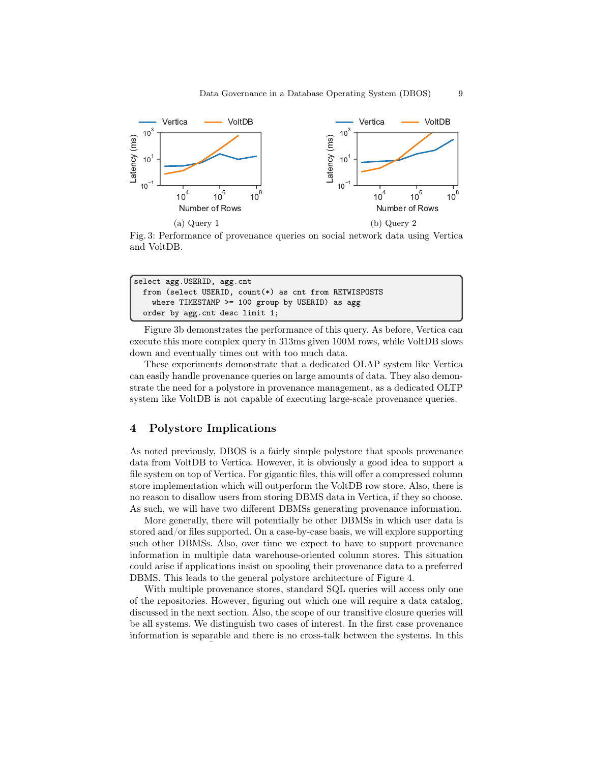(a) Query 1

(b) Query 2

Fig. 3: Performance of provenance queries on social network data using Vertica and VoltDB.

```
select agg.USERID, agg.cnt
  from (select USERID, count(*) as cnt from RETWISPOSTS
    where TIMESTAMP >= 100 group by USERID) as agg
  order by agg.cnt desc limit 1;
```

Figure 3b demonstrates the performance of this query. As before, Vertica can execute this more complex query in 313ms given 100M rows, while VoltDB slows down and eventually times out with too much data.

These experiments demonstrate that a dedicated OLAP system like Vertica can easily handle provenance queries on large amounts of data. They also demonstrate the need for a polystore in provenance management, as a dedicated OLTP system like VoltDB is not capable of executing large-scale provenance queries.

## 4 Polystore Implications

As noted previously, DBOS is a fairly simple polystore that spools provenance data from VoltDB to Vertica. However, it is obviously a good idea to support a file system on top of Vertica. For gigantic files, this will offer a compressed column store implementation which will outperform the VoltDB row store. Also, there is no reason to disallow users from storing DBMS data in Vertica, if they so choose. As such, we will have two different DBMSs generating provenance information.

More generally, there will potentially be other DBMSs in which user data is stored and/or files supported. On a case-by-case basis, we will explore supporting such other DBMSs. Also, over time we expect to have to support provenance information in multiple data warehouse-oriented column stores. This situation could arise if applications insist on spooling their provenance data to a preferred DBMS. This leads to the general polystore architecture of Figure 4.

With multiple provenance stores, standard SQL queries will access only one of the repositories. However, figuring out which one will require a data catalog, discussed in the next section. Also, the scope of our transitive closure queries will be all systems. We distinguish two cases of interest. In the first case provenance information is separable and there is no cross-talk between the systems. In this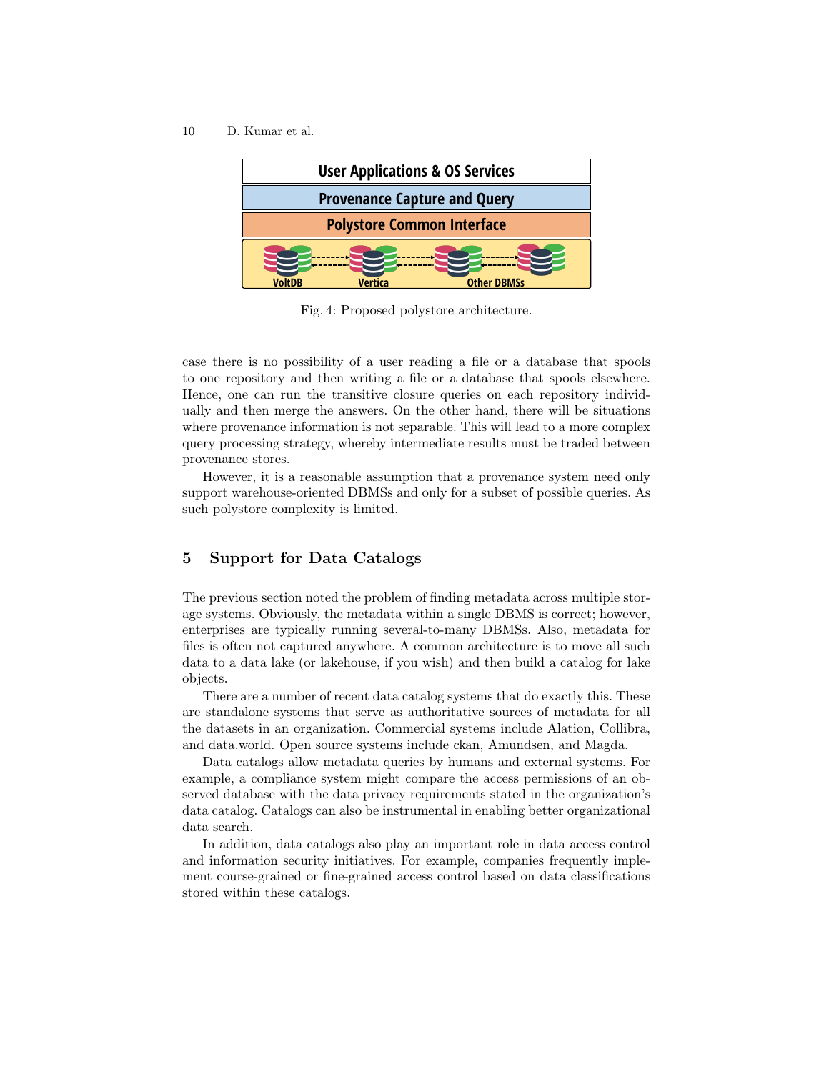User Applications & OS Services

Provenance Capture and Query

Polystore Common Interface

VoltDB

Vertica

Other DBMSs

Fig. 4: Proposed polystore architecture.

case there is no possibility of a user reading a file or a database that spools to one repository and then writing a file or a database that spools elsewhere. Hence, one can run the transitive closure queries on each repository individually and then merge the answers. On the other hand, there will be situations where provenance information is not separable. This will lead to a more complex query processing strategy, whereby intermediate results must be traded between provenance stores.

However, it is a reasonable assumption that a provenance system need only support warehouse-oriented DBMSs and only for a subset of possible queries. As such polystore complexity is limited.

## 5 Support for Data Catalogs

The previous section noted the problem of finding metadata across multiple storage systems. Obviously, the metadata within a single DBMS is correct; however, enterprises are typically running several-to-many DBMSs. Also, metadata for files is often not captured anywhere. A common architecture is to move all such data to a data lake (or lakehouse, if you wish) and then build a catalog for lake objects.

There are a number of recent data catalog systems that do exactly this. These are standalone systems that serve as authoritative sources of metadata for all the datasets in an organization. Commercial systems include Alation, Collibra, and data.world. Open source systems include ckan, Amundsen, and Magda.

Data catalogs allow metadata queries by humans and external systems. For example, a compliance system might compare the access permissions of an observed database with the data privacy requirements stated in the organization's data catalog. Catalogs can also be instrumental in enabling better organizational data search.

In addition, data catalogs also play an important role in data access control and information security initiatives. For example, companies frequently implement course-grained or fine-grained access control based on data classifications stored within these catalogs.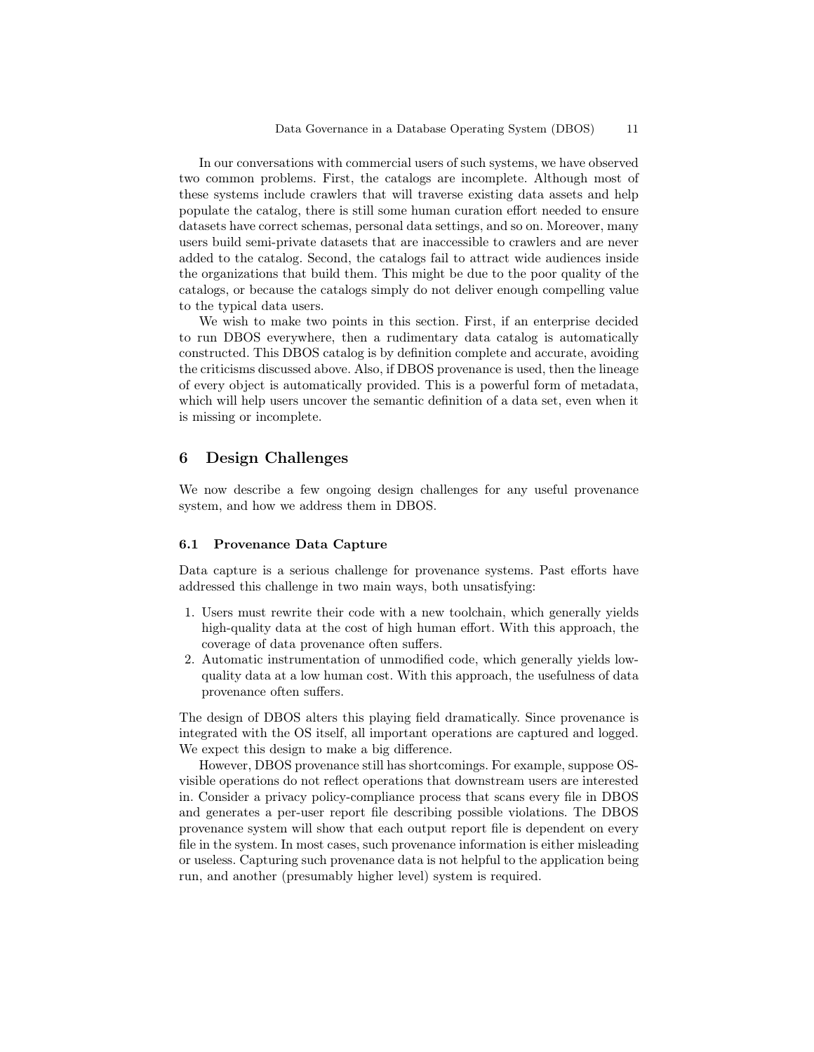In our conversations with commercial users of such systems, we have observed two common problems. First, the catalogs are incomplete. Although most of these systems include crawlers that will traverse existing data assets and help populate the catalog, there is still some human curation effort needed to ensure datasets have correct schemas, personal data settings, and so on. Moreover, many users build semi-private datasets that are inaccessible to crawlers and are never added to the catalog. Second, the catalogs fail to attract wide audiences inside the organizations that build them. This might be due to the poor quality of the catalogs, or because the catalogs simply do not deliver enough compelling value to the typical data users.

We wish to make two points in this section. First, if an enterprise decided to run DBOS everywhere, then a rudimentary data catalog is automatically constructed. This DBOS catalog is by definition complete and accurate, avoiding the criticisms discussed above. Also, if DBOS provenance is used, then the lineage of every object is automatically provided. This is a powerful form of metadata, which will help users uncover the semantic definition of a data set, even when it is missing or incomplete.

## 6 Design Challenges

We now describe a few ongoing design challenges for any useful provenance system, and how we address them in DBOS.

### 6.1 Provenance Data Capture

Data capture is a serious challenge for provenance systems. Past efforts have addressed this challenge in two main ways, both unsatisfying:

1. Users must rewrite their code with a new toolchain, which generally yields high-quality data at the cost of high human effort. With this approach, the coverage of data provenance often suffers.
2. Automatic instrumentation of unmodified code, which generally yields low-quality data at a low human cost. With this approach, the usefulness of data provenance often suffers.

The design of DBOS alters this playing field dramatically. Since provenance is integrated with the OS itself, all important operations are captured and logged. We expect this design to make a big difference.

However, DBOS provenance still has shortcomings. For example, suppose OS-visible operations do not reflect operations that downstream users are interested in. Consider a privacy policy-compliance process that scans every file in DBOS and generates a per-user report file describing possible violations. The DBOS provenance system will show that each output report file is dependent on every file in the system. In most cases, such provenance information is either misleading or useless. Capturing such provenance data is not helpful to the application being run, and another (presumably higher level) system is required.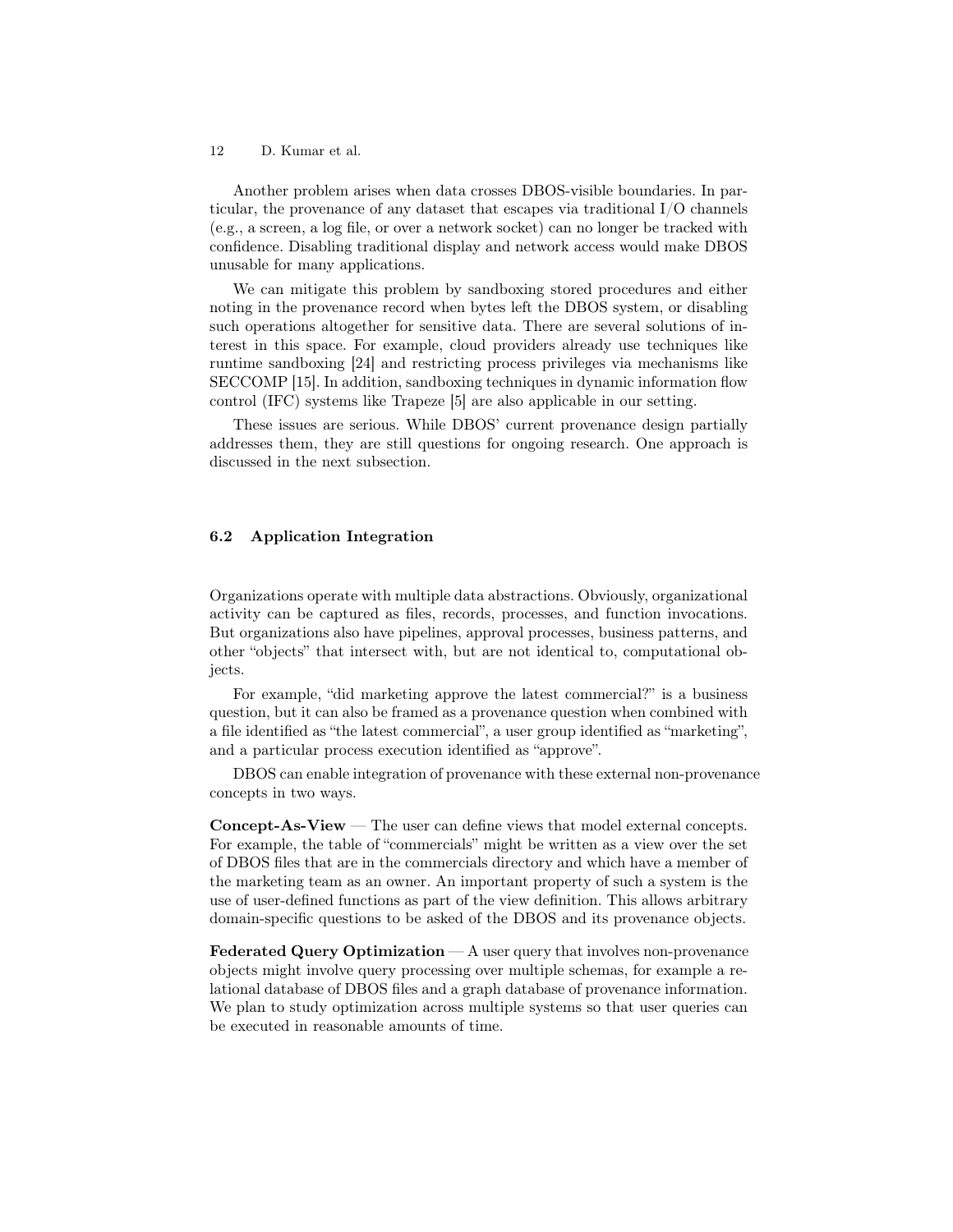Another problem arises when data crosses DBOS-visible boundaries. In particular, the provenance of any dataset that escapes via traditional I/O channels (e.g., a screen, a log file, or over a network socket) can no longer be tracked with confidence. Disabling traditional display and network access would make DBOS unusable for many applications.

We can mitigate this problem by sandboxing stored procedures and either noting in the provenance record when bytes left the DBOS system, or disabling such operations altogether for sensitive data. There are several solutions of interest in this space. For example, cloud providers already use techniques like runtime sandboxing [24] and restricting process privileges via mechanisms like SECCOMP [15]. In addition, sandboxing techniques in dynamic information flow control (IFC) systems like Trapeze [5] are also applicable in our setting.

These issues are serious. While DBOS' current provenance design partially addresses them, they are still questions for ongoing research. One approach is discussed in the next subsection.

### 6.2 Application Integration

Organizations operate with multiple data abstractions. Obviously, organizational activity can be captured as files, records, processes, and function invocations. But organizations also have pipelines, approval processes, business patterns, and other "objects" that intersect with, but are not identical to, computational objects.

For example, "did marketing approve the latest commercial?" is a business question, but it can also be framed as a provenance question when combined with a file identified as "the latest commercial", a user group identified as "marketing", and a particular process execution identified as "approve".

DBOS can enable integration of provenance with these external non-provenance concepts in two ways.

**Concept-As-View** — The user can define views that model external concepts. For example, the table of "commercials" might be written as a view over the set of DBOS files that are in the commercials directory and which have a member of the marketing team as an owner. An important property of such a system is the use of user-defined functions as part of the view definition. This allows arbitrary domain-specific questions to be asked of the DBOS and its provenance objects.

**Federated Query Optimization** — A user query that involves non-provenance objects might involve query processing over multiple schemas, for example a relational database of DBOS files and a graph database of provenance information. We plan to study optimization across multiple systems so that user queries can be executed in reasonable amounts of time.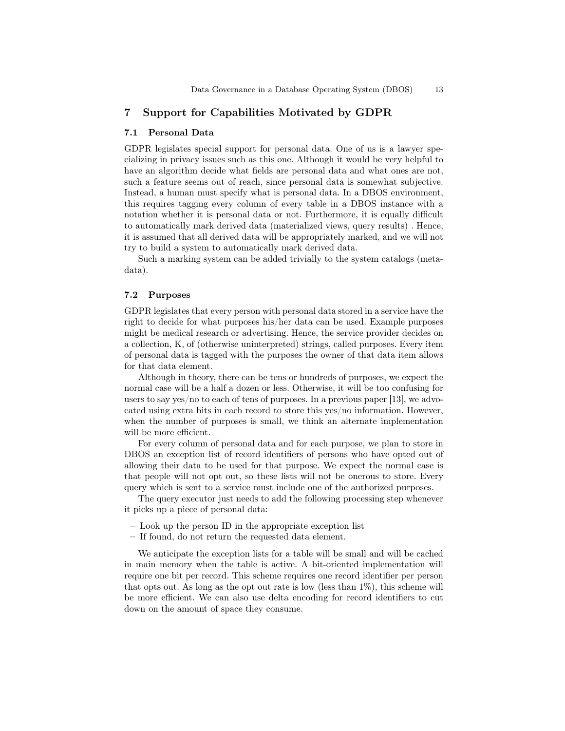## 7 Support for Capabilities Motivated by GDPR

### 7.1 Personal Data

GDPR legislates special support for personal data. One of us is a lawyer specializing in privacy issues such as this one. Although it would be very helpful to have an algorithm decide what fields are personal data and what ones are not, such a feature seems out of reach, since personal data is somewhat subjective. Instead, a human must specify what is personal data. In a DBOS environment, this requires tagging every column of every table in a DBOS instance with a notation whether it is personal data or not. Furthermore, it is equally difficult to automatically mark derived data (materialized views, query results) . Hence, it is assumed that all derived data will be appropriately marked, and we will not try to build a system to automatically mark derived data.

Such a marking system can be added trivially to the system catalogs (metadata).

### 7.2 Purposes

GDPR legislates that every person with personal data stored in a service have the right to decide for what purposes his/her data can be used. Example purposes might be medical research or advertising. Hence, the service provider decides on a collection, K, of (otherwise uninterpreted) strings, called purposes. Every item of personal data is tagged with the purposes the owner of that data item allows for that data element.

Although in theory, there can be tens or hundreds of purposes, we expect the normal case will be a half a dozen or less. Otherwise, it will be too confusing for users to say yes/no to each of tens of purposes. In a previous paper [13], we advocated using extra bits in each record to store this yes/no information. However, when the number of purposes is small, we think an alternate implementation will be more efficient.

For every column of personal data and for each purpose, we plan to store in DBOS an exception list of record identifiers of persons who have opted out of allowing their data to be used for that purpose. We expect the normal case is that people will not opt out, so these lists will not be onerous to store. Every query which is sent to a service must include one of the authorized purposes.

The query executor just needs to add the following processing step whenever it picks up a piece of personal data:

- Look up the person ID in the appropriate exception list
- If found, do not return the requested data element.

We anticipate the exception lists for a table will be small and will be cached in main memory when the table is active. A bit-oriented implementation will require one bit per record. This scheme requires one record identifier per person that opts out. As long as the opt out rate is low (less than 1%), this scheme will be more efficient. We can also use delta encoding for record identifiers to cut down on the amount of space they consume.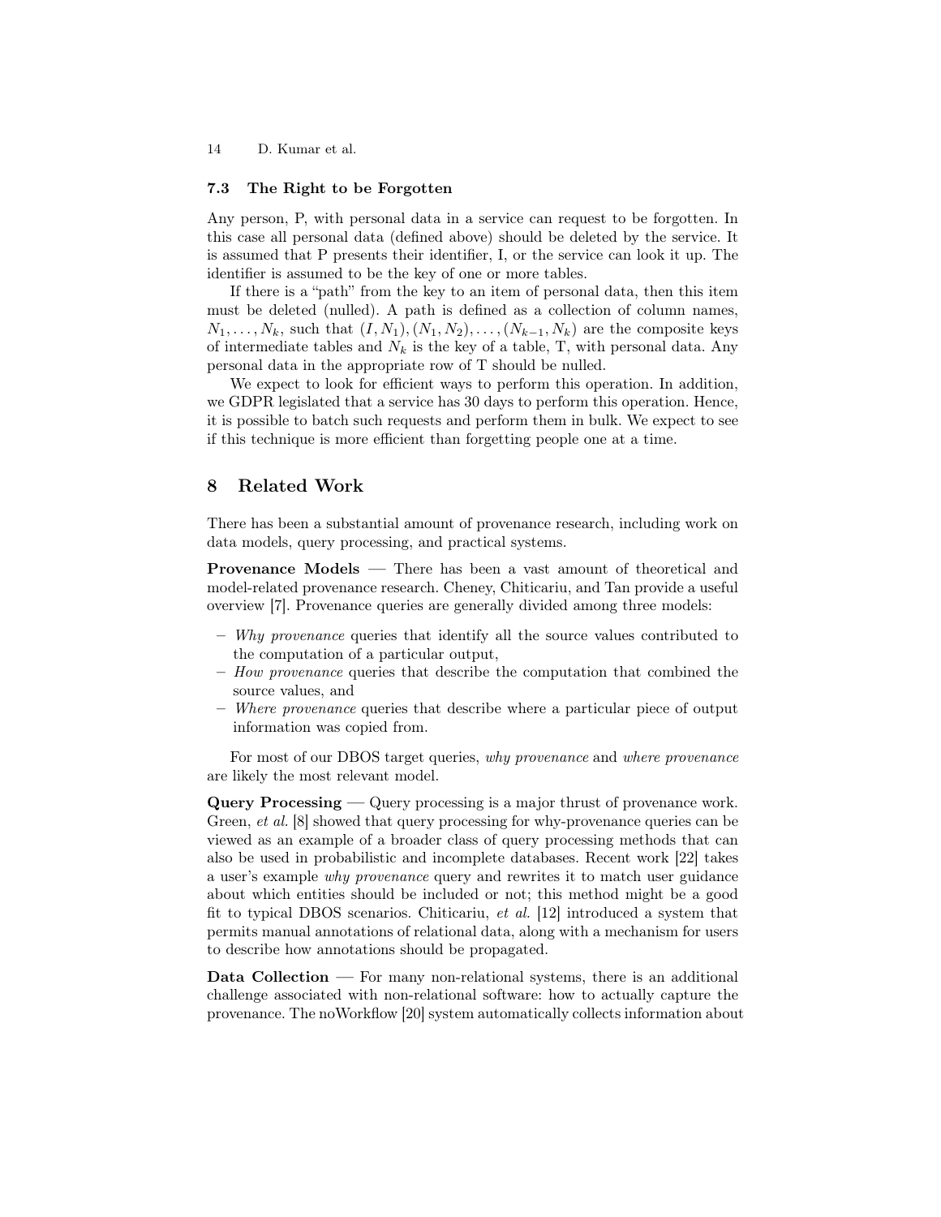### 7.3 The Right to be Forgotten

Any person, P, with personal data in a service can request to be forgotten. In this case all personal data (defined above) should be deleted by the service. It is assumed that P presents their identifier, I, or the service can look it up. The identifier is assumed to be the key of one or more tables.

If there is a "path" from the key to an item of personal data, then this item must be deleted (nulled). A path is defined as a collection of column names, $N_1, \ldots, N_k$, such that $(I, N_1), (N_1, N_2), \ldots, (N_{k-1}, N_k)$ are the composite keys of intermediate tables and $N_k$ is the key of a table, T, with personal data. Any personal data in the appropriate row of T should be nulled.

We expect to look for efficient ways to perform this operation. In addition, we GDPR legislated that a service has 30 days to perform this operation. Hence, it is possible to batch such requests and perform them in bulk. We expect to see if this technique is more efficient than forgetting people one at a time.

## 8 Related Work

There has been a substantial amount of provenance research, including work on data models, query processing, and practical systems.

**Provenance Models** — There has been a vast amount of theoretical and model-related provenance research. Cheney, Chiticariu, and Tan provide a useful overview [7]. Provenance queries are generally divided among three models:

- *Why provenance* queries that identify all the source values contributed to the computation of a particular output,
- *How provenance* queries that describe the computation that combined the source values, and
- *Where provenance* queries that describe where a particular piece of output information was copied from.

For most of our DBOS target queries, *why provenance* and *where provenance* are likely the most relevant model.

**Query Processing** — Query processing is a major thrust of provenance work. Green, *et al.* [8] showed that query processing for why-provenance queries can be viewed as an example of a broader class of query processing methods that can also be used in probabilistic and incomplete databases. Recent work [22] takes a user's example *why provenance* query and rewrites it to match user guidance about which entities should be included or not; this method might be a good fit to typical DBOS scenarios. Chiticariu, *et al.* [12] introduced a system that permits manual annotations of relational data, along with a mechanism for users to describe how annotations should be propagated.

**Data Collection** — For many non-relational systems, there is an additional challenge associated with non-relational software: how to actually capture the provenance. The noWorkflow [20] system automatically collects information about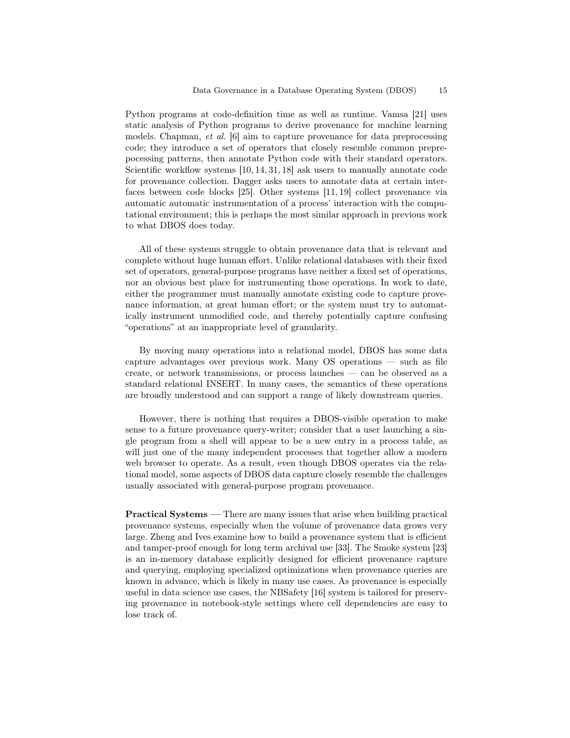Python programs at code-definition time as well as runtime. Vamsa [21] uses static analysis of Python programs to derive provenance for machine learning models. Chapman, *et al.* [6] aim to capture provenance for data preprocessing code; they introduce a set of operators that closely resemble common preprepocessing patterns, then annotate Python code with their standard operators. Scientific workflow systems [10, 14, 31, 18] ask users to manually annotate code for provenance collection. Dagger asks users to annotate data at certain interfaces between code blocks [25]. Other systems [11, 19] collect provenance via automatic automatic instrumentation of a process' interaction with the computational environment; this is perhaps the most similar approach in previous work to what DBOS does today.

All of these systems struggle to obtain provenance data that is relevant and complete without huge human effort. Unlike relational databases with their fixed set of operators, general-purpose programs have neither a fixed set of operations, nor an obvious best place for instrumenting those operations. In work to date, either the programmer must manually annotate existing code to capture provenance information, at great human effort; or the system must try to automatically instrument unmodified code, and thereby potentially capture confusing "operations" at an inappropriate level of granularity.

By moving many operations into a relational model, DBOS has some data capture advantages over previous work. Many OS operations — such as file create, or network transmissions, or process launches — can be observed as a standard relational INSERT. In many cases, the semantics of these operations are broadly understood and can support a range of likely downstream queries.

However, there is nothing that requires a DBOS-visible operation to make sense to a future provenance query-writer; consider that a user launching a single program from a shell will appear to be a new entry in a process table, as will just one of the many independent processes that together allow a modern web browser to operate. As a result, even though DBOS operates via the relational model, some aspects of DBOS data capture closely resemble the challenges usually associated with general-purpose program provenance.

**Practical Systems** — There are many issues that arise when building practical provenance systems, especially when the volume of provenance data grows very large. Zheng and Ives examine how to build a provenance system that is efficient and tamper-proof enough for long term archival use [33]. The Smoke system [23] is an in-memory database explicitly designed for efficient provenance capture and querying, employing specialized optimizations when provenance queries are known in advance, which is likely in many use cases. As provenance is especially useful in data science use cases, the NBSafety [16] system is tailored for preserving provenance in notebook-style settings where cell dependencies are easy to lose track of.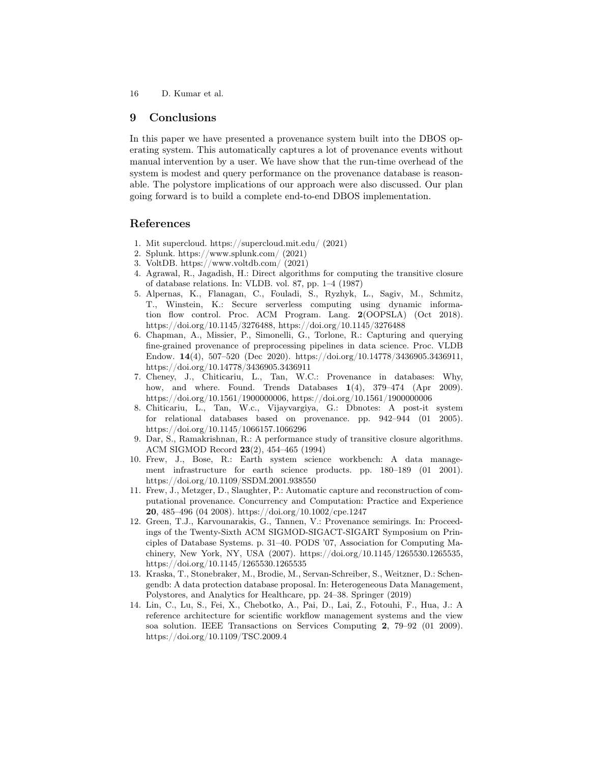## 9 Conclusions

In this paper we have presented a provenance system built into the DBOS operating system. This automatically captures a lot of provenance events without manual intervention by a user. We have show that the run-time overhead of the system is modest and query performance on the provenance database is reasonable. The polystore implications of our approach were also discussed. Our plan going forward is to build a complete end-to-end DBOS implementation.

## References

1. Mit supercloud. https://supercloud.mit.edu/ (2021)
2. Splunk. https://www.splunk.com/ (2021)
3. VoltDB. https://www.voltdb.com/ (2021)
4. Agrawal, R., Jagadish, H.: Direct algorithms for computing the transitive closure of database relations. In: VLDB. vol. 87, pp. 1–4 (1987)
5. Alpernas, K., Flanagan, C., Fouladi, S., Ryzhyk, L., Sagiv, M., Schmitz, T., Winstein, K.: Secure serverless computing using dynamic information flow control. Proc. ACM Program. Lang. **2**(OOPSLA) (Oct 2018). https://doi.org/10.1145/3276488, https://doi.org/10.1145/3276488
6. Chapman, A., Missier, P., Simonelli, G., Torlone, R.: Capturing and querying fine-grained provenance of preprocessing pipelines in data science. Proc. VLDB Endow. **14**(4), 507–520 (Dec 2020). https://doi.org/10.14778/3436905.3436911, https://doi.org/10.14778/3436905.3436911
7. Cheney, J., Chiticariu, L., Tan, W.C.: Provenance in databases: Why, how, and where. Found. Trends Databases **1**(4), 379–474 (Apr 2009). https://doi.org/10.1561/1900000006, https://doi.org/10.1561/1900000006
8. Chiticariu, L., Tan, W.c., Vijayvargiya, G.: Dbnotes: A post-it system for relational databases based on provenance. pp. 942–944 (01 2005). https://doi.org/10.1145/1066157.1066296
9. Dar, S., Ramakrishnan, R.: A performance study of transitive closure algorithms. ACM SIGMOD Record **23**(2), 454–465 (1994)
10. Frew, J., Bose, R.: Earth system science workbench: A data management infrastructure for earth science products. pp. 180–189 (01 2001). https://doi.org/10.1109/SSDM.2001.938550
11. Frew, J., Metzger, D., Slaughter, P.: Automatic capture and reconstruction of computational provenance. Concurrency and Computation: Practice and Experience **20**, 485–496 (04 2008). https://doi.org/10.1002/cpe.1247
12. Green, T.J., Karvounarakis, G., Tannen, V.: Provenance semirings. In: Proceedings of the Twenty-Sixth ACM SIGMOD-SIGACT-SIGART Symposium on Principles of Database Systems. p. 31–40. PODS '07, Association for Computing Machinery, New York, NY, USA (2007). https://doi.org/10.1145/1265530.1265535, https://doi.org/10.1145/1265530.1265535
13. Kraska, T., Stonebraker, M., Brodie, M., Servan-Schreiber, S., Weitzner, D.: Schengendb: A data protection database proposal. In: Heterogeneous Data Management, Polystores, and Analytics for Healthcare, pp. 24–38. Springer (2019)
14. Lin, C., Lu, S., Fei, X., Chebotko, A., Pai, D., Lai, Z., Fotouhi, F., Hua, J.: A reference architecture for scientific workflow management systems and the view soa solution. IEEE Transactions on Services Computing **2**, 79–92 (01 2009). https://doi.org/10.1109/TSC.2009.4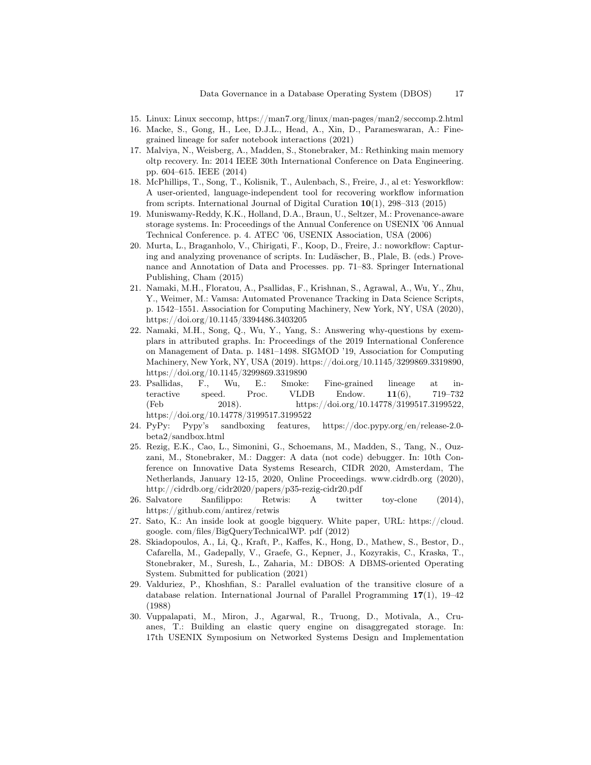15. Linux: Linux seccomp, https://man7.org/linux/man-pages/man2/seccomp.2.html
16. Macke, S., Gong, H., Lee, D.J.L., Head, A., Xin, D., Parameswaran, A.: Fine-grained lineage for safer notebook interactions (2021)
17. Malviya, N., Weisberg, A., Madden, S., Stonebraker, M.: Rethinking main memory oltp recovery. In: 2014 IEEE 30th International Conference on Data Engineering. pp. 604–615. IEEE (2014)
18. McPhillips, T., Song, T., Kolisnik, T., Aulenbach, S., Freire, J., al et: Yesworkflow: A user-oriented, language-independent tool for recovering workflow information from scripts. International Journal of Digital Curation **10**(1), 298–313 (2015)
19. Muniswamy-Reddy, K.K., Holland, D.A., Braun, U., Seltzer, M.: Provenance-aware storage systems. In: Proceedings of the Annual Conference on USENIX '06 Annual Technical Conference. p. 4. ATEC '06, USENIX Association, USA (2006)
20. Murta, L., Braganholo, V., Chirigati, F., Koop, D., Freire, J.: noworkflow: Capturing and analyzing provenance of scripts. In: Ludäscher, B., Plale, B. (eds.) Provenance and Annotation of Data and Processes. pp. 71–83. Springer International Publishing, Cham (2015)
21. Namaki, M.H., Floratou, A., Psallidas, F., Krishnan, S., Agrawal, A., Wu, Y., Zhu, Y., Weimer, M.: Vamsa: Automated Provenance Tracking in Data Science Scripts, p. 1542–1551. Association for Computing Machinery, New York, NY, USA (2020), https://doi.org/10.1145/3394486.3403205
22. Namaki, M.H., Song, Q., Wu, Y., Yang, S.: Answering why-questions by exemplars in attributed graphs. In: Proceedings of the 2019 International Conference on Management of Data. p. 1481–1498. SIGMOD '19, Association for Computing Machinery, New York, NY, USA (2019). https://doi.org/10.1145/3299869.3319890, https://doi.org/10.1145/3299869.3319890
23. Psallidas, F., Wu, E.: Smoke: Fine-grained lineage at interactive speed. Proc. VLDB Endow. **11**(6), 719–732 (Feb 2018). https://doi.org/10.14778/3199517.3199522, https://doi.org/10.14778/3199517.3199522
24. PyPy: Pypy's sandboxing features, https://doc.pypy.org/en/release-2.0-beta2/sandbox.html
25. Rezig, E.K., Cao, L., Simonini, G., Schoemans, M., Madden, S., Tang, N., Ouzzani, M., Stonebraker, M.: Dagger: A data (not code) debugger. In: 10th Conference on Innovative Data Systems Research, CIDR 2020, Amsterdam, The Netherlands, January 12-15, 2020, Online Proceedings. www.cidrdb.org (2020), http://cidrdb.org/cidr2020/papers/p35-rezig-cidr20.pdf
26. Salvatore Sanfilippo: Retwis: A twitter toy-clone (2014), https://github.com/antirez/retwis
27. Sato, K.: An inside look at google bigquery. White paper, URL: https://cloud. google. com/files/BigQueryTechnicalWP. pdf (2012)
28. Skiadopoulos, A., Li, Q., Kraft, P., Kaffes, K., Hong, D., Mathew, S., Bestor, D., Cafarella, M., Gadepally, V., Graefe, G., Kepner, J., Kozyrakis, C., Kraska, T., Stonebraker, M., Suresh, L., Zaharia, M.: DBOS: A DBMS-oriented Operating System. Submitted for publication (2021)
29. Valduriez, P., Khoshfian, S.: Parallel evaluation of the transitive closure of a database relation. International Journal of Parallel Programming **17**(1), 19–42 (1988)
30. Vuppalapati, M., Miron, J., Agarwal, R., Truong, D., Motivala, A., Cruanes, T.: Building an elastic query engine on disaggregated storage. In: 17th USENIX Symposium on Networked Systems Design and Implementation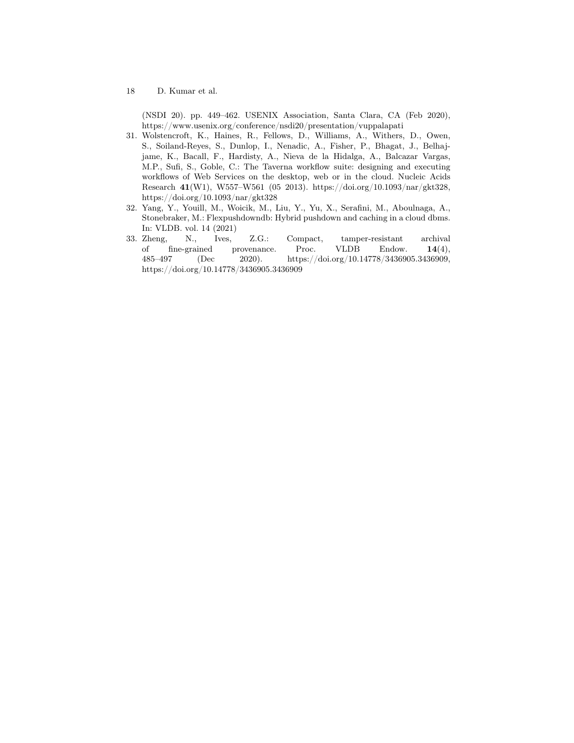(NSDI 20). pp. 449–462. USENIX Association, Santa Clara, CA (Feb 2020), https://www.usenix.org/conference/nsdi20/presentation/vuppalapati

31. Wolstencroft, K., Haines, R., Fellows, D., Williams, A., Withers, D., Owen, S., Soiland-Reyes, S., Dunlop, I., Nenadic, A., Fisher, P., Bhagat, J., Belhajjame, K., Bacall, F., Hardisty, A., Nieva de la Hidalga, A., Balcazar Vargas, M.P., Sufi, S., Goble, C.: The Taverna workflow suite: designing and executing workflows of Web Services on the desktop, web or in the cloud. Nucleic Acids Research **41**(W1), W557–W561 (05 2013). https://doi.org/10.1093/nar/gkt328, https://doi.org/10.1093/nar/gkt328
32. Yang, Y., Youill, M., Woicik, M., Liu, Y., Yu, X., Serafini, M., Aboulnaga, A., Stonebraker, M.: Flexpushdowndb: Hybrid pushdown and caching in a cloud dbms. In: VLDB. vol. 14 (2021)
33. Zheng, N., Ives, Z.G.: Compact, tamper-resistant archival of fine-grained provenance. Proc. VLDB Endow. **14**(4), 485–497 (Dec 2020). https://doi.org/10.14778/3436905.3436909, https://doi.org/10.14778/3436905.3436909